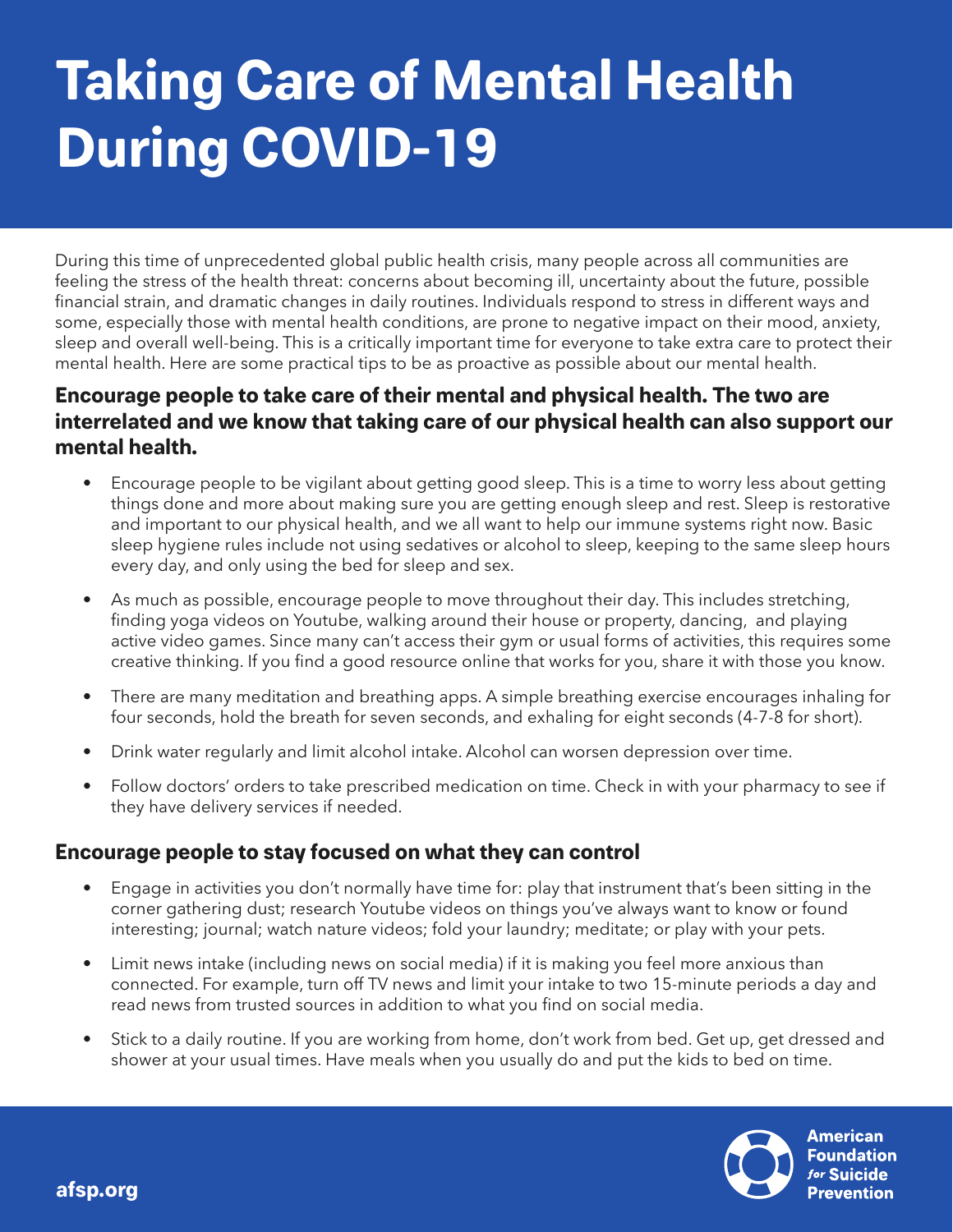# Taking Care of Mental Health During COVID-19

During this time of unprecedented global public health crisis, many people across all communities are feeling the stress of the health threat: concerns about becoming ill, uncertainty about the future, possible financial strain, and dramatic changes in daily routines. Individuals respond to stress in different ways and some, especially those with mental health conditions, are prone to negative impact on their mood, anxiety, sleep and overall well-being. This is a critically important time for everyone to take extra care to protect their mental health. Here are some practical tips to be as proactive as possible about our mental health.

## Encourage people to take care of their mental and physical health. The two are interrelated and we know that taking care of our physical health can also support our mental health.

- Encourage people to be vigilant about getting good sleep. This is a time to worry less about getting things done and more about making sure you are getting enough sleep and rest. Sleep is restorative and important to our physical health, and we all want to help our immune systems right now. Basic sleep hygiene rules include not using sedatives or alcohol to sleep, keeping to the same sleep hours every day, and only using the bed for sleep and sex.
- As much as possible, encourage people to move throughout their day. This includes stretching, finding yoga videos on Youtube, walking around their house or property, dancing, and playing active video games. Since many can't access their gym or usual forms of activities, this requires some creative thinking. If you find a good resource online that works for you, share it with those you know.
- There are many meditation and breathing apps. A simple breathing exercise encourages inhaling for four seconds, hold the breath for seven seconds, and exhaling for eight seconds (4-7-8 for short).
- Drink water regularly and limit alcohol intake. Alcohol can worsen depression over time.
- Follow doctors' orders to take prescribed medication on time. Check in with your pharmacy to see if they have delivery services if needed.

## Encourage people to stay focused on what they can control

- Engage in activities you don't normally have time for: play that instrument that's been sitting in the corner gathering dust; research Youtube videos on things you've always want to know or found interesting; journal; watch nature videos; fold your laundry; meditate; or play with your pets.
- Limit news intake (including news on social media) if it is making you feel more anxious than connected. For example, turn off TV news and limit your intake to two 15-minute periods a day and read news from trusted sources in addition to what you find on social media.
- Stick to a daily routine. If you are working from home, don't work from bed. Get up, get dressed and shower at your usual times. Have meals when you usually do and put the kids to bed on time.

afsp.org

American Foundation for Suicide Prevention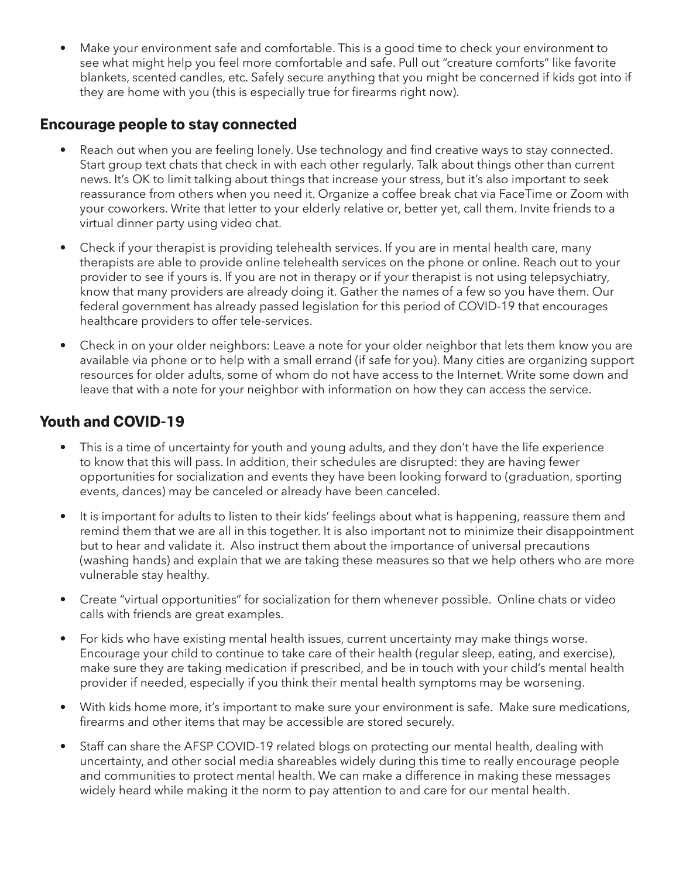- Make your environment safe and comfortable. This is a good time to check your environment to see what might help you feel more comfortable and safe. Pull out "creature comforts" like favorite blankets, scented candles, etc. Safely secure anything that you might be concerned if kids got into if they are home with you (this is especially true for firearms right now).

## Encourage people to stay connected

- Reach out when you are feeling lonely. Use technology and find creative ways to stay connected. Start group text chats that check in with each other regularly. Talk about things other than current news. It's OK to limit talking about things that increase your stress, but it's also important to seek reassurance from others when you need it. Organize a coffee break chat via FaceTime or Zoom with your coworkers. Write that letter to your elderly relative or, better yet, call them. Invite friends to a virtual dinner party using video chat.
- Check if your therapist is providing telehealth services. If you are in mental health care, many therapists are able to provide online telehealth services on the phone or online. Reach out to your provider to see if yours is. If you are not in therapy or if your therapist is not using telepsychiatry, know that many providers are already doing it. Gather the names of a few so you have them. Our federal government has already passed legislation for this period of COVID-19 that encourages healthcare providers to offer tele-services.
- Check in on your older neighbors: Leave a note for your older neighbor that lets them know you are available via phone or to help with a small errand (if safe for you). Many cities are organizing support resources for older adults, some of whom do not have access to the Internet. Write some down and leave that with a note for your neighbor with information on how they can access the service.

## Youth and COVID-19

- This is a time of uncertainty for youth and young adults, and they don't have the life experience to know that this will pass. In addition, their schedules are disrupted: they are having fewer opportunities for socialization and events they have been looking forward to (graduation, sporting events, dances) may be canceled or already have been canceled.
- It is important for adults to listen to their kids' feelings about what is happening, reassure them and remind them that we are all in this together. It is also important not to minimize their disappointment but to hear and validate it. Also instruct them about the importance of universal precautions (washing hands) and explain that we are taking these measures so that we help others who are more vulnerable stay healthy.
- Create "virtual opportunities" for socialization for them whenever possible. Online chats or video calls with friends are great examples.
- For kids who have existing mental health issues, current uncertainty may make things worse. Encourage your child to continue to take care of their health (regular sleep, eating, and exercise), make sure they are taking medication if prescribed, and be in touch with your child's mental health provider if needed, especially if you think their mental health symptoms may be worsening.
- With kids home more, it's important to make sure your environment is safe. Make sure medications, firearms and other items that may be accessible are stored securely.
- Staff can share the AFSP COVID-19 related blogs on protecting our mental health, dealing with uncertainty, and other social media shareables widely during this time to really encourage people and communities to protect mental health. We can make a difference in making these messages widely heard while making it the norm to pay attention to and care for our mental health.